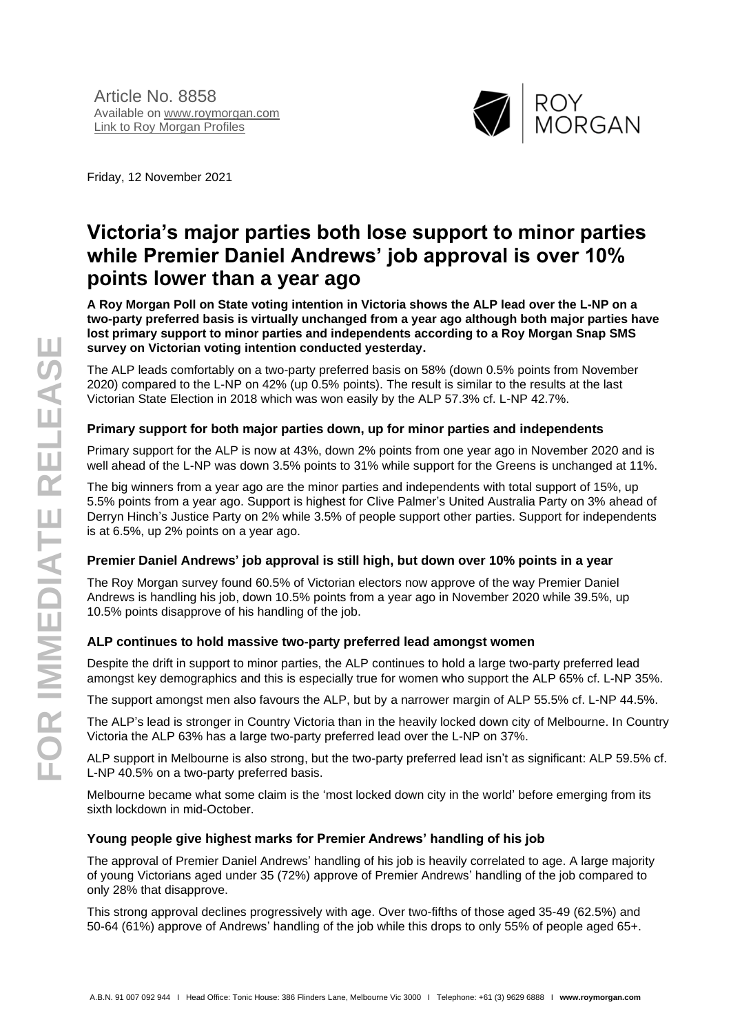Article No. 8858
Available on [www.roymorgan.com](www.roymorgan.com)
[Link to Roy Morgan Profiles](Link to Roy Morgan Profiles)

Friday, 12 November 2021

# Victoria's major parties both lose support to minor parties while Premier Daniel Andrews' job approval is over 10% points lower than a year ago

**A Roy Morgan Poll on State voting intention in Victoria shows the ALP lead over the L-NP on a two-party preferred basis is virtually unchanged from a year ago although both major parties have lost primary support to minor parties and independents according to a Roy Morgan Snap SMS survey on Victorian voting intention conducted yesterday.**

The ALP leads comfortably on a two-party preferred basis on 58% (down 0.5% points from November 2020) compared to the L-NP on 42% (up 0.5% points). The result is similar to the results at the last Victorian State Election in 2018 which was won easily by the ALP 57.3% cf. L-NP 42.7%.

### Primary support for both major parties down, up for minor parties and independents

Primary support for the ALP is now at 43%, down 2% points from one year ago in November 2020 and is well ahead of the L-NP was down 3.5% points to 31% while support for the Greens is unchanged at 11%.

The big winners from a year ago are the minor parties and independents with total support of 15%, up 5.5% points from a year ago. Support is highest for Clive Palmer's United Australia Party on 3% ahead of Derryn Hinch's Justice Party on 2% while 3.5% of people support other parties. Support for independents is at 6.5%, up 2% points on a year ago.

### Premier Daniel Andrews' job approval is still high, but down over 10% points in a year

The Roy Morgan survey found 60.5% of Victorian electors now approve of the way Premier Daniel Andrews is handling his job, down 10.5% points from a year ago in November 2020 while 39.5%, up 10.5% points disapprove of his handling of the job.

### ALP continues to hold massive two-party preferred lead amongst women

Despite the drift in support to minor parties, the ALP continues to hold a large two-party preferred lead amongst key demographics and this is especially true for women who support the ALP 65% cf. L-NP 35%.

The support amongst men also favours the ALP, but by a narrower margin of ALP 55.5% cf. L-NP 44.5%.

The ALP's lead is stronger in Country Victoria than in the heavily locked down city of Melbourne. In Country Victoria the ALP 63% has a large two-party preferred lead over the L-NP on 37%.

ALP support in Melbourne is also strong, but the two-party preferred lead isn't as significant: ALP 59.5% cf. L-NP 40.5% on a two-party preferred basis.

Melbourne became what some claim is the 'most locked down city in the world' before emerging from its sixth lockdown in mid-October.

### Young people give highest marks for Premier Andrews' handling of his job

The approval of Premier Daniel Andrews' handling of his job is heavily correlated to age. A large majority of young Victorians aged under 35 (72%) approve of Premier Andrews' handling of the job compared to only 28% that disapprove.

This strong approval declines progressively with age. Over two-fifths of those aged 35-49 (62.5%) and 50-64 (61%) approve of Andrews' handling of the job while this drops to only 55% of people aged 65+.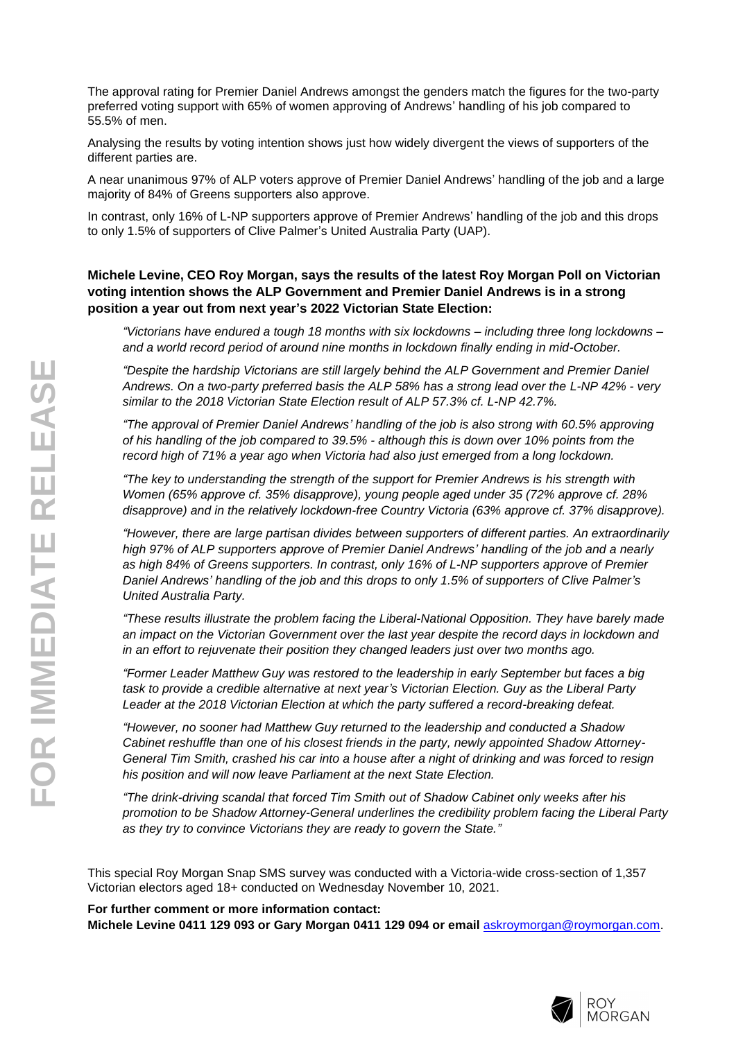The approval rating for Premier Daniel Andrews amongst the genders match the figures for the two-party preferred voting support with 65% of women approving of Andrews' handling of his job compared to 55.5% of men.

Analysing the results by voting intention shows just how widely divergent the views of supporters of the different parties are.

A near unanimous 97% of ALP voters approve of Premier Daniel Andrews' handling of the job and a large majority of 84% of Greens supporters also approve.

In contrast, only 16% of L-NP supporters approve of Premier Andrews' handling of the job and this drops to only 1.5% of supporters of Clive Palmer's United Australia Party (UAP).

**Michele Levine, CEO Roy Morgan, says the results of the latest Roy Morgan Poll on Victorian voting intention shows the ALP Government and Premier Daniel Andrews is in a strong position a year out from next year's 2022 Victorian State Election:**

*"Victorians have endured a tough 18 months with six lockdowns – including three long lockdowns – and a world record period of around nine months in lockdown finally ending in mid-October.*

*"Despite the hardship Victorians are still largely behind the ALP Government and Premier Daniel Andrews. On a two-party preferred basis the ALP 58% has a strong lead over the L-NP 42% - very similar to the 2018 Victorian State Election result of ALP 57.3% cf. L-NP 42.7%.*

*"The approval of Premier Daniel Andrews' handling of the job is also strong with 60.5% approving of his handling of the job compared to 39.5% - although this is down over 10% points from the record high of 71% a year ago when Victoria had also just emerged from a long lockdown.*

*"The key to understanding the strength of the support for Premier Andrews is his strength with Women (65% approve cf. 35% disapprove), young people aged under 35 (72% approve cf. 28% disapprove) and in the relatively lockdown-free Country Victoria (63% approve cf. 37% disapprove).*

*"However, there are large partisan divides between supporters of different parties. An extraordinarily high 97% of ALP supporters approve of Premier Daniel Andrews' handling of the job and a nearly as high 84% of Greens supporters. In contrast, only 16% of L-NP supporters approve of Premier Daniel Andrews' handling of the job and this drops to only 1.5% of supporters of Clive Palmer's United Australia Party.*

*"These results illustrate the problem facing the Liberal-National Opposition. They have barely made an impact on the Victorian Government over the last year despite the record days in lockdown and in an effort to rejuvenate their position they changed leaders just over two months ago.*

*"Former Leader Matthew Guy was restored to the leadership in early September but faces a big task to provide a credible alternative at next year's Victorian Election. Guy as the Liberal Party Leader at the 2018 Victorian Election at which the party suffered a record-breaking defeat.*

*"However, no sooner had Matthew Guy returned to the leadership and conducted a Shadow Cabinet reshuffle than one of his closest friends in the party, newly appointed Shadow Attorney-General Tim Smith, crashed his car into a house after a night of drinking and was forced to resign his position and will now leave Parliament at the next State Election.*

*"The drink-driving scandal that forced Tim Smith out of Shadow Cabinet only weeks after his promotion to be Shadow Attorney-General underlines the credibility problem facing the Liberal Party as they try to convince Victorians they are ready to govern the State."*

This special Roy Morgan Snap SMS survey was conducted with a Victoria-wide cross-section of 1,357 Victorian electors aged 18+ conducted on Wednesday November 10, 2021.

**For further comment or more information contact:**
**Michele Levine 0411 129 093 or Gary Morgan 0411 129 094 or email** askroymorgan@roymorgan.com.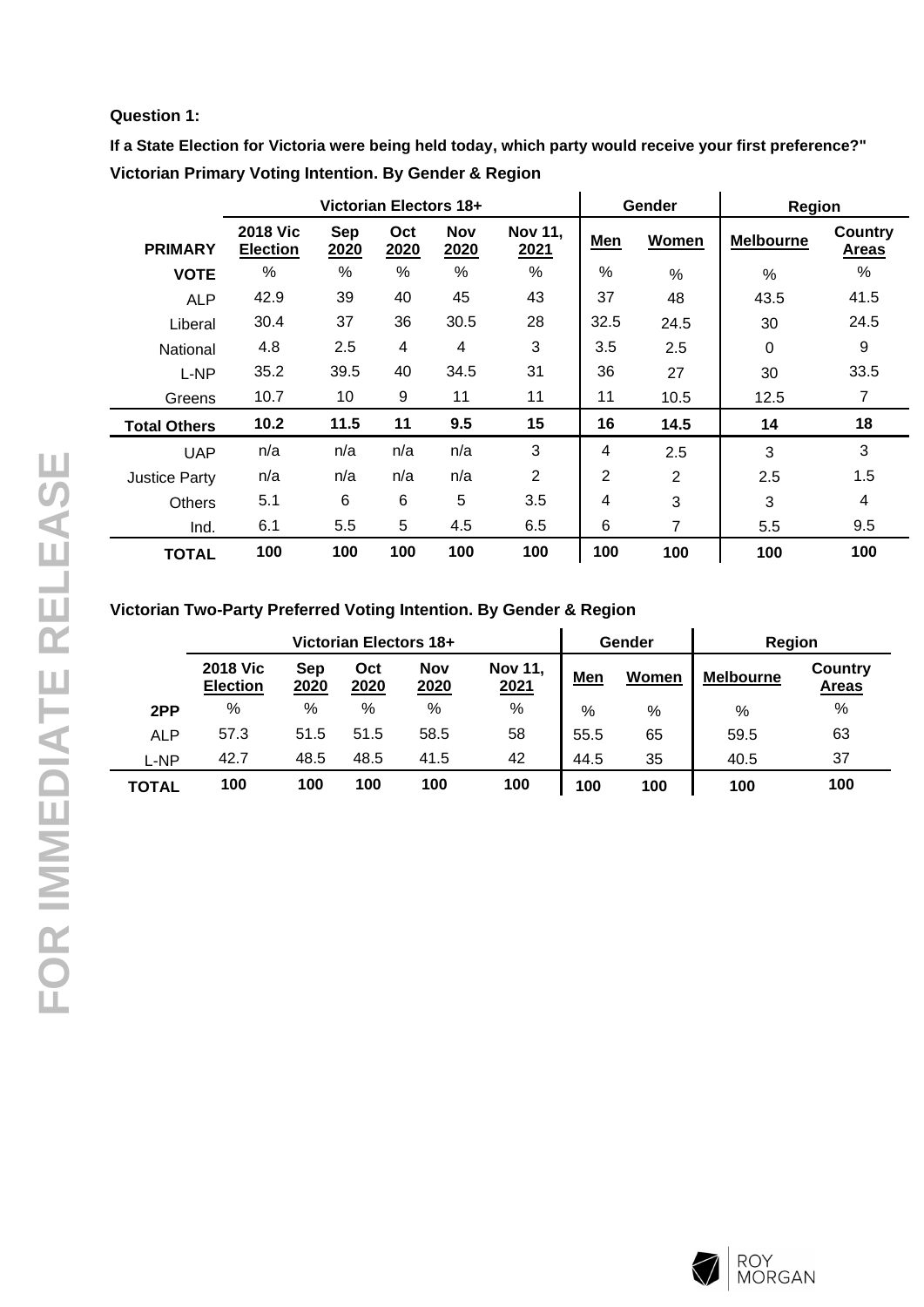**Question 1:**

**If a State Election for Victoria were being held today, which party would receive your first preference?"**

**Victorian Primary Voting Intention. By Gender & Region**

| | Victorian Electors 18+ | | | | | Gender | | Region | |
|---|---|---|---|---|---|---|---|---|---|
| **PRIMARY** | **2018 Vic Election** | **Sep 2020** | **Oct 2020** | **Nov 2020** | **Nov 11, 2021** | **Men** | **Women** | **Melbourne** | **Country Areas** |
| **VOTE** | % | % | % | % | % | % | % | % | % |
| ALP | 42.9 | 39 | 40 | 45 | 43 | 37 | 48 | 43.5 | 41.5 |
| Liberal | 30.4 | 37 | 36 | 30.5 | 28 | 32.5 | 24.5 | 30 | 24.5 |
| National | 4.8 | 2.5 | 4 | 4 | 3 | 3.5 | 2.5 | 0 | 9 |
| L-NP | 35.2 | 39.5 | 40 | 34.5 | 31 | 36 | 27 | 30 | 33.5 |
| Greens | 10.7 | 10 | 9 | 11 | 11 | 11 | 10.5 | 12.5 | 7 |
| **Total Others** | **10.2** | **11.5** | **11** | **9.5** | **15** | **16** | **14.5** | **14** | **18** |
| UAP | n/a | n/a | n/a | n/a | 3 | 4 | 2.5 | 3 | 3 |
| Justice Party | n/a | n/a | n/a | n/a | 2 | 2 | 2 | 2.5 | 1.5 |
| Others | 5.1 | 6 | 6 | 5 | 3.5 | 4 | 3 | 3 | 4 |
| Ind. | 6.1 | 5.5 | 5 | 4.5 | 6.5 | 6 | 7 | 5.5 | 9.5 |
| **TOTAL** | **100** | **100** | **100** | **100** | **100** | **100** | **100** | **100** | **100** |

**Victorian Two-Party Preferred Voting Intention. By Gender & Region**

| | Victorian Electors 18+ | | | | | Gender | | Region | |
|---|---|---|---|---|---|---|---|---|---|
| | **2018 Vic Election** | **Sep 2020** | **Oct 2020** | **Nov 2020** | **Nov 11, 2021** | **Men** | **Women** | **Melbourne** | **Country Areas** |
| **2PP** | % | % | % | % | % | % | % | % | % |
| ALP | 57.3 | 51.5 | 51.5 | 58.5 | 58 | 55.5 | 65 | 59.5 | 63 |
| L-NP | 42.7 | 48.5 | 48.5 | 41.5 | 42 | 44.5 | 35 | 40.5 | 37 |
| **TOTAL** | **100** | **100** | **100** | **100** | **100** | **100** | **100** | **100** | **100** |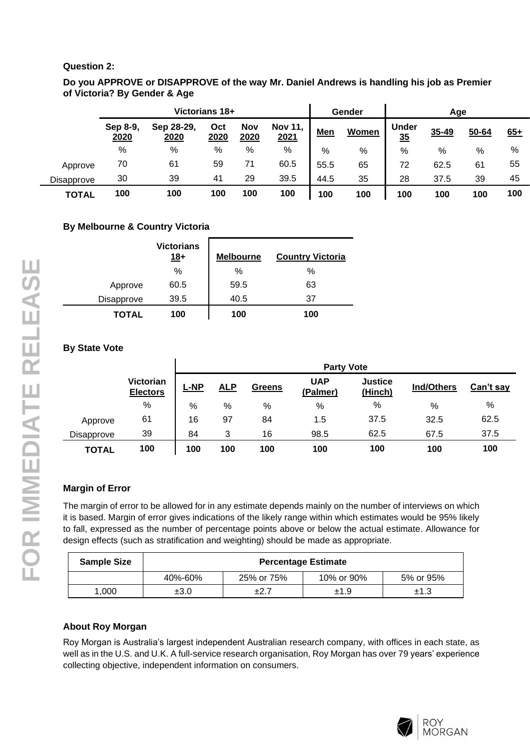**Question 2:**

**Do you APPROVE or DISAPPROVE of the way Mr. Daniel Andrews is handling his job as Premier of Victoria? By Gender & Age**

| | Victorians 18+ | | | | | Gender | | Age | | | |
|---|---|---|---|---|---|---|---|---|---|---|---|
| | Sep 8-9, 2020 | Sep 28-29, 2020 | Oct 2020 | Nov 2020 | Nov 11, 2021 | Men | Women | Under 35 | 35-49 | 50-64 | 65+ |
| | % | % | % | % | % | % | % | % | % | % | % |
| Approve | 70 | 61 | 59 | 71 | 60.5 | 55.5 | 65 | 72 | 62.5 | 61 | 55 |
| Disapprove | 30 | 39 | 41 | 29 | 39.5 | 44.5 | 35 | 28 | 37.5 | 39 | 45 |
| **TOTAL** | **100** | **100** | **100** | **100** | **100** | **100** | **100** | **100** | **100** | **100** | **100** |

**By Melbourne & Country Victoria**

| | Victorians 18+ | Melbourne | Country Victoria |
|---|---|---|---|
| | % | % | % |
| Approve | 60.5 | 59.5 | 63 |
| Disapprove | 39.5 | 40.5 | 37 |
| **TOTAL** | **100** | **100** | **100** |

**By State Vote**

| | | Party Vote | | | | | | |
|---|---|---|---|---|---|---|---|---|
| | Victorian Electors | L-NP | ALP | Greens | UAP (Palmer) | Justice (Hinch) | Ind/Others | Can't say |
| | % | % | % | % | % | % | % | % |
| Approve | 61 | 16 | 97 | 84 | 1.5 | 37.5 | 32.5 | 62.5 |
| Disapprove | 39 | 84 | 3 | 16 | 98.5 | 62.5 | 67.5 | 37.5 |
| **TOTAL** | **100** | **100** | **100** | **100** | **100** | **100** | **100** | **100** |

**Margin of Error**

The margin of error to be allowed for in any estimate depends mainly on the number of interviews on which it is based. Margin of error gives indications of the likely range within which estimates would be 95% likely to fall, expressed as the number of percentage points above or below the actual estimate. Allowance for design effects (such as stratification and weighting) should be made as appropriate.

| Sample Size | Percentage Estimate | | | |
|---|---|---|---|---|
| | 40%-60% | 25% or 75% | 10% or 90% | 5% or 95% |
| 1,000 | ±3.0 | ±2.7 | ±1.9 | ±1.3 |

**About Roy Morgan**

Roy Morgan is Australia's largest independent Australian research company, with offices in each state, as well as in the U.S. and U.K. A full-service research organisation, Roy Morgan has over 79 years' experience collecting objective, independent information on consumers.